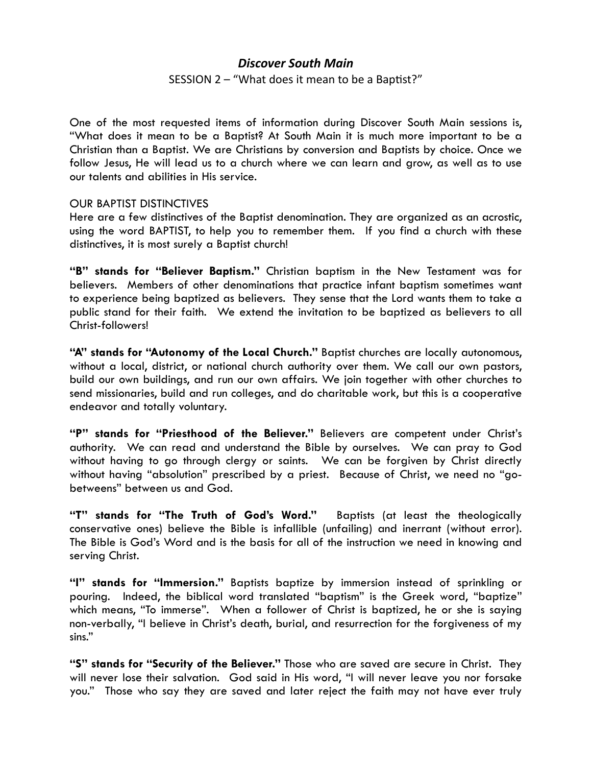# *Discover South Main*

SESSION 2 – "What does it mean to be a Baptist?"

One of the most requested items of information during Discover South Main sessions is, "What does it mean to be a Baptist? At South Main it is much more important to be a Christian than a Baptist. We are Christians by conversion and Baptists by choice. Once we follow Jesus, He will lead us to a church where we can learn and grow, as well as to use our talents and abilities in His service.

## OUR BAPTIST DISTINCTIVES

Here are a few distinctives of the Baptist denomination. They are organized as an acrostic, using the word BAPTIST, to help you to remember them. If you find a church with these distinctives, it is most surely a Baptist church!

**"B" stands for "Believer Baptism."** Christian baptism in the New Testament was for believers. Members of other denominations that practice infant baptism sometimes want to experience being baptized as believers. They sense that the Lord wants them to take a public stand for their faith. We extend the invitation to be baptized as believers to all Christ-followers!

**"A" stands for "Autonomy of the Local Church."** Baptist churches are locally autonomous, without a local, district, or national church authority over them. We call our own pastors, build our own buildings, and run our own affairs. We join together with other churches to send missionaries, build and run colleges, and do charitable work, but this is a cooperative endeavor and totally voluntary.

**"P" stands for "Priesthood of the Believer."** Believers are competent under Christ's authority. We can read and understand the Bible by ourselves. We can pray to God without having to go through clergy or saints. We can be forgiven by Christ directly without having "absolution" prescribed by a priest. Because of Christ, we need no "go-betweens" between us and God.

**"T" stands for "The Truth of God's Word."** Baptists (at least the theologically conservative ones) believe the Bible is infallible (unfailing) and inerrant (without error). The Bible is God's Word and is the basis for all of the instruction we need in knowing and serving Christ.

**"I" stands for "Immersion."** Baptists baptize by immersion instead of sprinkling or pouring. Indeed, the biblical word translated "baptism" is the Greek word, "baptize" which means, "To immerse". When a follower of Christ is baptized, he or she is saying non-verbally, "I believe in Christ's death, burial, and resurrection for the forgiveness of my sins."

**"S" stands for "Security of the Believer."** Those who are saved are secure in Christ. They will never lose their salvation. God said in His word, "I will never leave you nor forsake you." Those who say they are saved and later reject the faith may not have ever truly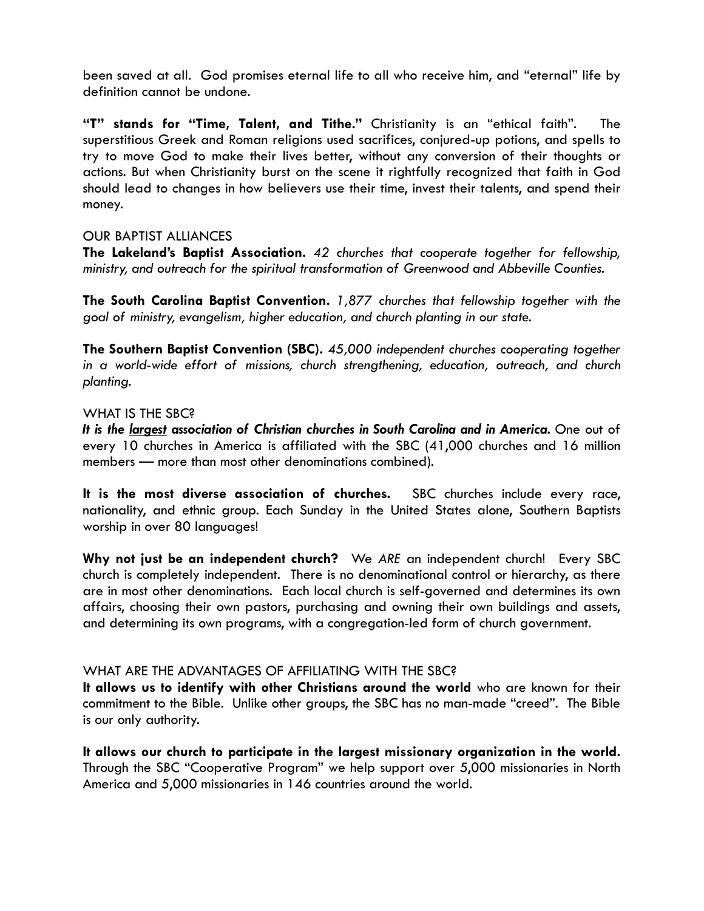been saved at all. God promises eternal life to all who receive him, and "eternal" life by definition cannot be undone.

**"T" stands for "Time, Talent, and Tithe."** Christianity is an "ethical faith". The superstitious Greek and Roman religions used sacrifices, conjured-up potions, and spells to try to move God to make their lives better, without any conversion of their thoughts or actions. But when Christianity burst on the scene it rightfully recognized that faith in God should lead to changes in how believers use their time, invest their talents, and spend their money.

OUR BAPTIST ALLIANCES

**The Lakeland's Baptist Association.** *42 churches that cooperate together for fellowship, ministry, and outreach for the spiritual transformation of Greenwood and Abbeville Counties.*

**The South Carolina Baptist Convention.** *1,877 churches that fellowship together with the goal of ministry, evangelism, higher education, and church planting in our state.*

**The Southern Baptist Convention (SBC).** *45,000 independent churches cooperating together in a world-wide effort of missions, church strengthening, education, outreach, and church planting.*

WHAT IS THE SBC?

***It is the <u>largest</u> association of Christian churches in South Carolina and in America.*** One out of every 10 churches in America is affiliated with the SBC (41,000 churches and 16 million members — more than most other denominations combined).

**It is the most diverse association of churches.** SBC churches include every race, nationality, and ethnic group. Each Sunday in the United States alone, Southern Baptists worship in over 80 languages!

**Why not just be an independent church?** We *ARE* an independent church! Every SBC church is completely independent. There is no denominational control or hierarchy, as there are in most other denominations. Each local church is self-governed and determines its own affairs, choosing their own pastors, purchasing and owning their own buildings and assets, and determining its own programs, with a congregation-led form of church government.

WHAT ARE THE ADVANTAGES OF AFFILIATING WITH THE SBC?

**It allows us to identify with other Christians around the world** who are known for their commitment to the Bible. Unlike other groups, the SBC has no man-made "creed". The Bible is our only authority.

**It allows our church to participate in the largest missionary organization in the world.** Through the SBC "Cooperative Program" we help support over 5,000 missionaries in North America and 5,000 missionaries in 146 countries around the world.